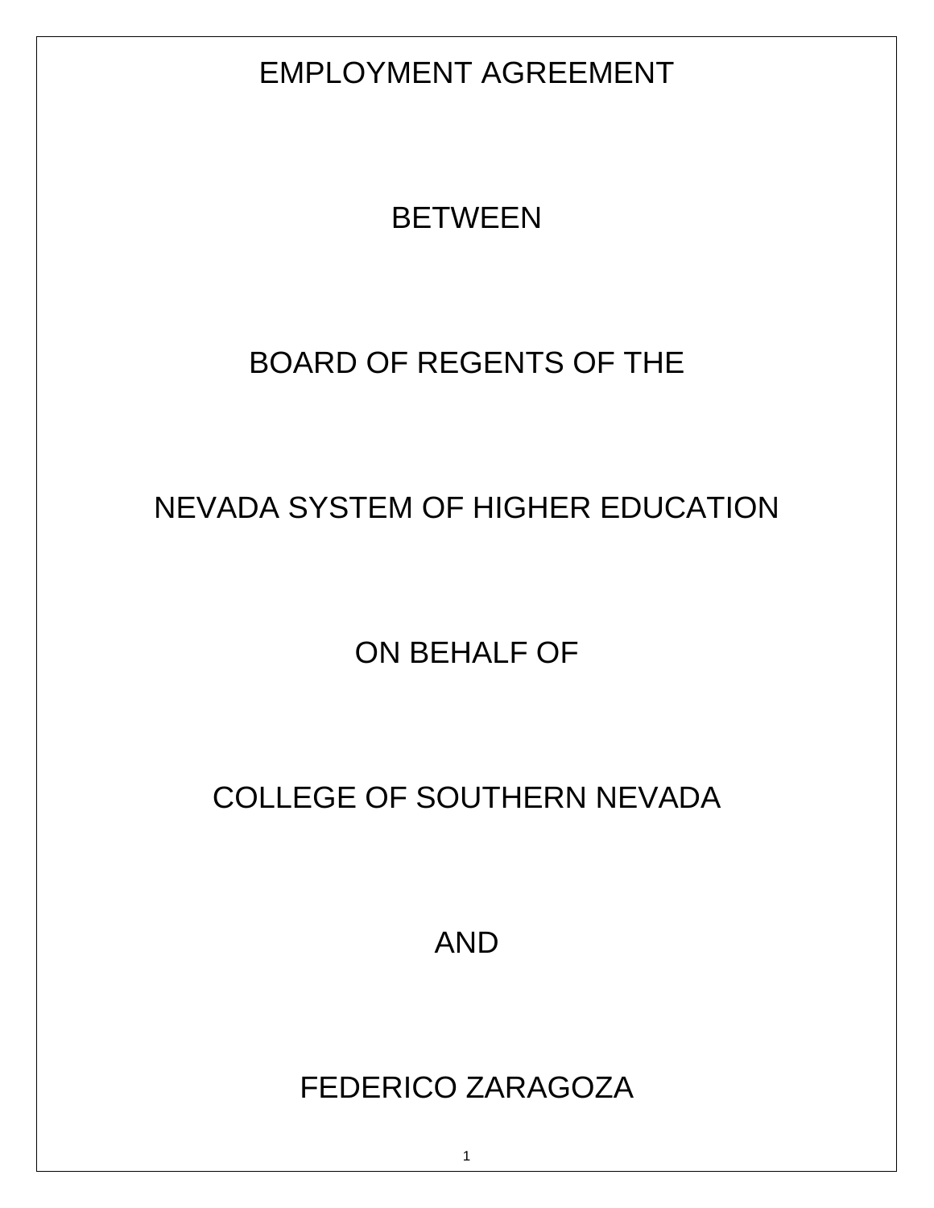# EMPLOYMENT AGREEMENT

BETWEEN

BOARD OF REGENTS OF THE

NEVADA SYSTEM OF HIGHER EDUCATION

ON BEHALF OF

COLLEGE OF SOUTHERN NEVADA

AND

FEDERICO ZARAGOZA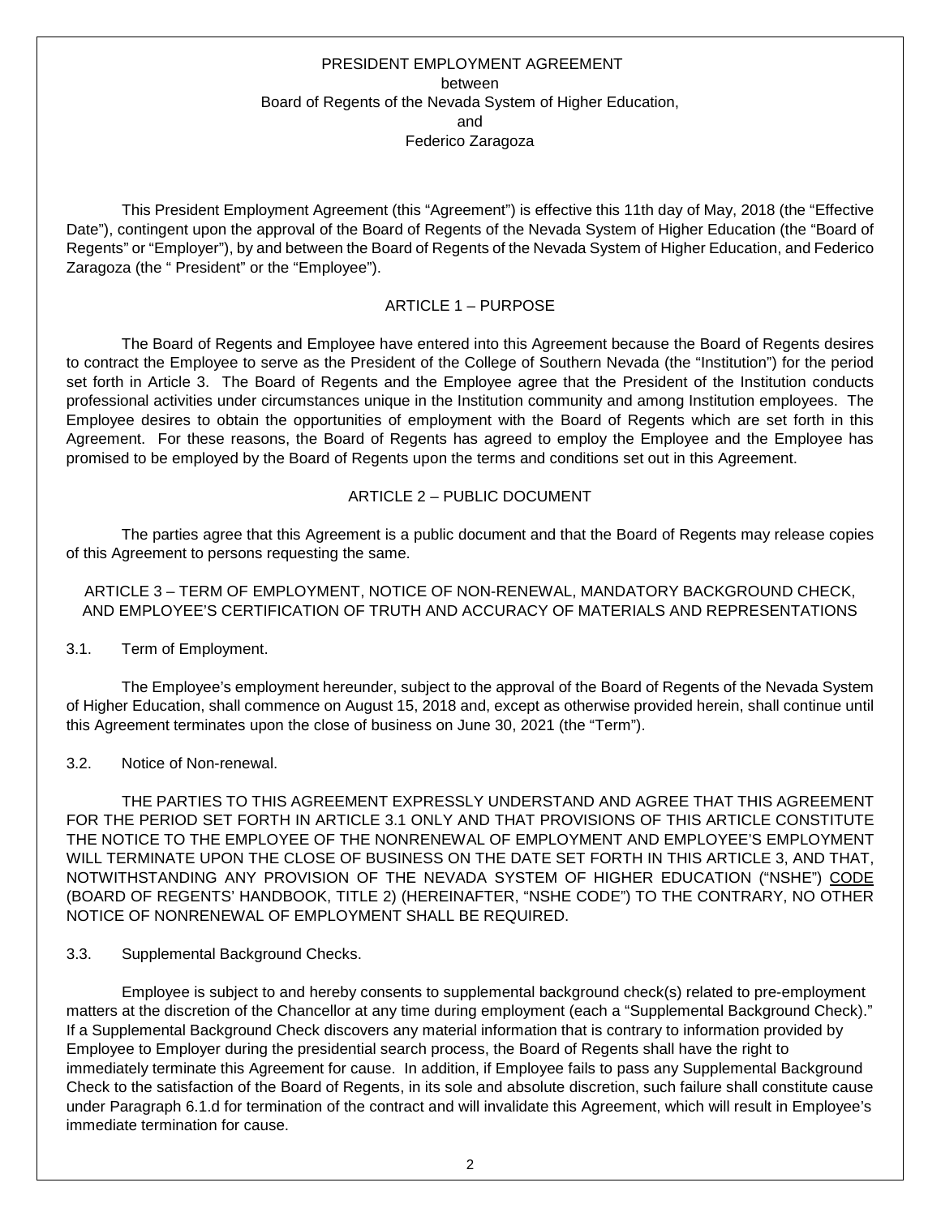PRESIDENT EMPLOYMENT AGREEMENT
between
Board of Regents of the Nevada System of Higher Education,
and
Federico Zaragoza

This President Employment Agreement (this "Agreement") is effective this 11th day of May, 2018 (the "Effective Date"), contingent upon the approval of the Board of Regents of the Nevada System of Higher Education (the "Board of Regents" or "Employer"), by and between the Board of Regents of the Nevada System of Higher Education, and Federico Zaragoza (the " President" or the "Employee").

## ARTICLE 1 – PURPOSE

The Board of Regents and Employee have entered into this Agreement because the Board of Regents desires to contract the Employee to serve as the President of the College of Southern Nevada (the "Institution") for the period set forth in Article 3. The Board of Regents and the Employee agree that the President of the Institution conducts professional activities under circumstances unique in the Institution community and among Institution employees. The Employee desires to obtain the opportunities of employment with the Board of Regents which are set forth in this Agreement. For these reasons, the Board of Regents has agreed to employ the Employee and the Employee has promised to be employed by the Board of Regents upon the terms and conditions set out in this Agreement.

## ARTICLE 2 – PUBLIC DOCUMENT

The parties agree that this Agreement is a public document and that the Board of Regents may release copies of this Agreement to persons requesting the same.

## ARTICLE 3 – TERM OF EMPLOYMENT, NOTICE OF NON-RENEWAL, MANDATORY BACKGROUND CHECK, AND EMPLOYEE'S CERTIFICATION OF TRUTH AND ACCURACY OF MATERIALS AND REPRESENTATIONS

3.1. Term of Employment.

The Employee's employment hereunder, subject to the approval of the Board of Regents of the Nevada System of Higher Education, shall commence on August 15, 2018 and, except as otherwise provided herein, shall continue until this Agreement terminates upon the close of business on June 30, 2021 (the "Term").

3.2. Notice of Non-renewal.

THE PARTIES TO THIS AGREEMENT EXPRESSLY UNDERSTAND AND AGREE THAT THIS AGREEMENT FOR THE PERIOD SET FORTH IN ARTICLE 3.1 ONLY AND THAT PROVISIONS OF THIS ARTICLE CONSTITUTE THE NOTICE TO THE EMPLOYEE OF THE NONRENEWAL OF EMPLOYMENT AND EMPLOYEE'S EMPLOYMENT WILL TERMINATE UPON THE CLOSE OF BUSINESS ON THE DATE SET FORTH IN THIS ARTICLE 3, AND THAT, NOTWITHSTANDING ANY PROVISION OF THE NEVADA SYSTEM OF HIGHER EDUCATION ("NSHE") CODE (BOARD OF REGENTS' HANDBOOK, TITLE 2) (HEREINAFTER, "NSHE CODE") TO THE CONTRARY, NO OTHER NOTICE OF NONRENEWAL OF EMPLOYMENT SHALL BE REQUIRED.

3.3. Supplemental Background Checks.

Employee is subject to and hereby consents to supplemental background check(s) related to pre-employment matters at the discretion of the Chancellor at any time during employment (each a "Supplemental Background Check)." If a Supplemental Background Check discovers any material information that is contrary to information provided by Employee to Employer during the presidential search process, the Board of Regents shall have the right to immediately terminate this Agreement for cause. In addition, if Employee fails to pass any Supplemental Background Check to the satisfaction of the Board of Regents, in its sole and absolute discretion, such failure shall constitute cause under Paragraph 6.1.d for termination of the contract and will invalidate this Agreement, which will result in Employee's immediate termination for cause.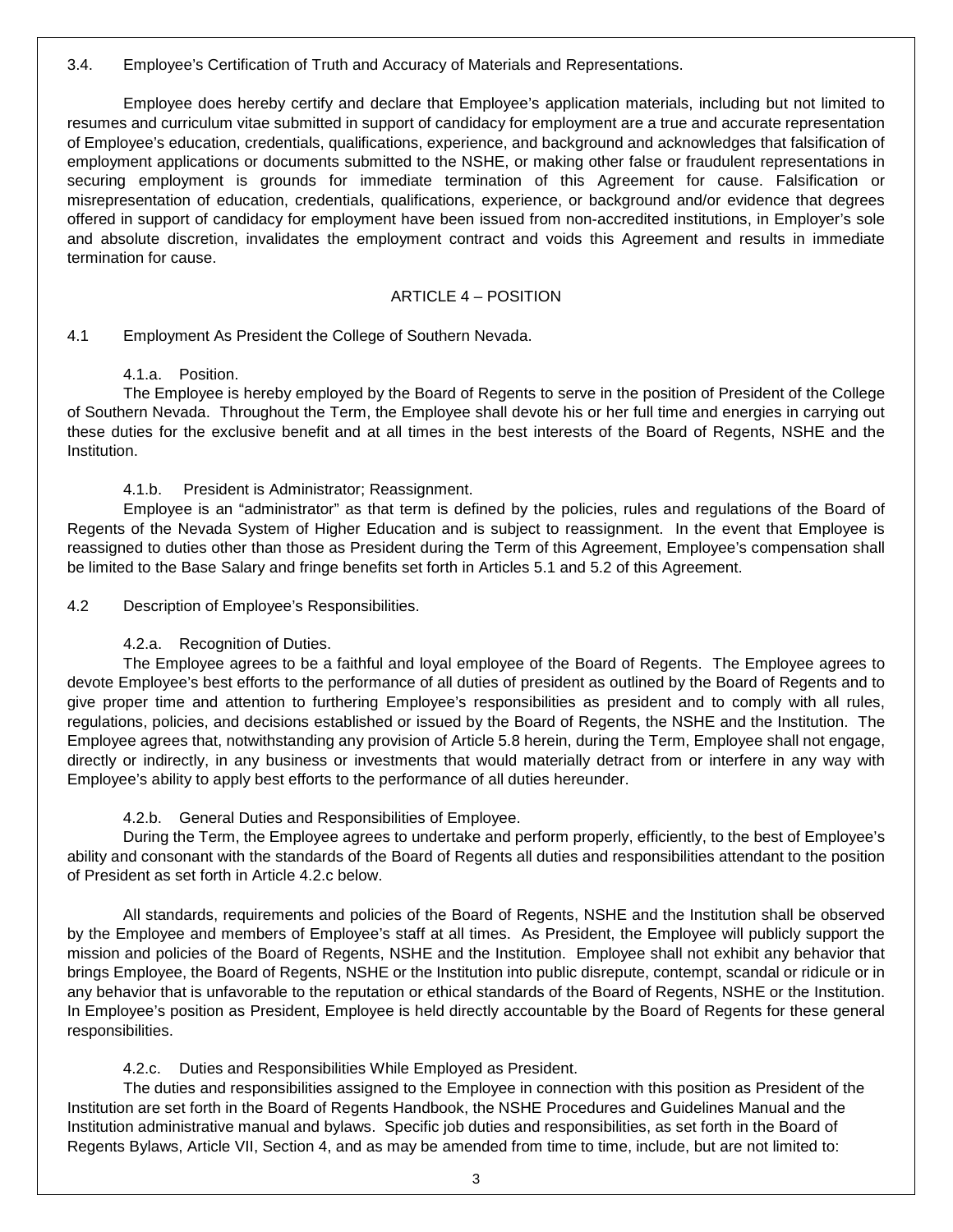3.4. Employee's Certification of Truth and Accuracy of Materials and Representations.

Employee does hereby certify and declare that Employee's application materials, including but not limited to resumes and curriculum vitae submitted in support of candidacy for employment are a true and accurate representation of Employee's education, credentials, qualifications, experience, and background and acknowledges that falsification of employment applications or documents submitted to the NSHE, or making other false or fraudulent representations in securing employment is grounds for immediate termination of this Agreement for cause. Falsification or misrepresentation of education, credentials, qualifications, experience, or background and/or evidence that degrees offered in support of candidacy for employment have been issued from non-accredited institutions, in Employer's sole and absolute discretion, invalidates the employment contract and voids this Agreement and results in immediate termination for cause.

## ARTICLE 4 – POSITION

4.1 Employment As President the College of Southern Nevada.

4.1.a. Position.

The Employee is hereby employed by the Board of Regents to serve in the position of President of the College of Southern Nevada. Throughout the Term, the Employee shall devote his or her full time and energies in carrying out these duties for the exclusive benefit and at all times in the best interests of the Board of Regents, NSHE and the Institution.

4.1.b. President is Administrator; Reassignment.

Employee is an "administrator" as that term is defined by the policies, rules and regulations of the Board of Regents of the Nevada System of Higher Education and is subject to reassignment. In the event that Employee is reassigned to duties other than those as President during the Term of this Agreement, Employee's compensation shall be limited to the Base Salary and fringe benefits set forth in Articles 5.1 and 5.2 of this Agreement.

4.2 Description of Employee's Responsibilities.

4.2.a. Recognition of Duties.

The Employee agrees to be a faithful and loyal employee of the Board of Regents. The Employee agrees to devote Employee's best efforts to the performance of all duties of president as outlined by the Board of Regents and to give proper time and attention to furthering Employee's responsibilities as president and to comply with all rules, regulations, policies, and decisions established or issued by the Board of Regents, the NSHE and the Institution. The Employee agrees that, notwithstanding any provision of Article 5.8 herein, during the Term, Employee shall not engage, directly or indirectly, in any business or investments that would materially detract from or interfere in any way with Employee's ability to apply best efforts to the performance of all duties hereunder.

4.2.b. General Duties and Responsibilities of Employee.

During the Term, the Employee agrees to undertake and perform properly, efficiently, to the best of Employee's ability and consonant with the standards of the Board of Regents all duties and responsibilities attendant to the position of President as set forth in Article 4.2.c below.

All standards, requirements and policies of the Board of Regents, NSHE and the Institution shall be observed by the Employee and members of Employee's staff at all times. As President, the Employee will publicly support the mission and policies of the Board of Regents, NSHE and the Institution. Employee shall not exhibit any behavior that brings Employee, the Board of Regents, NSHE or the Institution into public disrepute, contempt, scandal or ridicule or in any behavior that is unfavorable to the reputation or ethical standards of the Board of Regents, NSHE or the Institution. In Employee's position as President, Employee is held directly accountable by the Board of Regents for these general responsibilities.

4.2.c. Duties and Responsibilities While Employed as President.

The duties and responsibilities assigned to the Employee in connection with this position as President of the Institution are set forth in the Board of Regents Handbook, the NSHE Procedures and Guidelines Manual and the Institution administrative manual and bylaws. Specific job duties and responsibilities, as set forth in the Board of Regents Bylaws, Article VII, Section 4, and as may be amended from time to time, include, but are not limited to: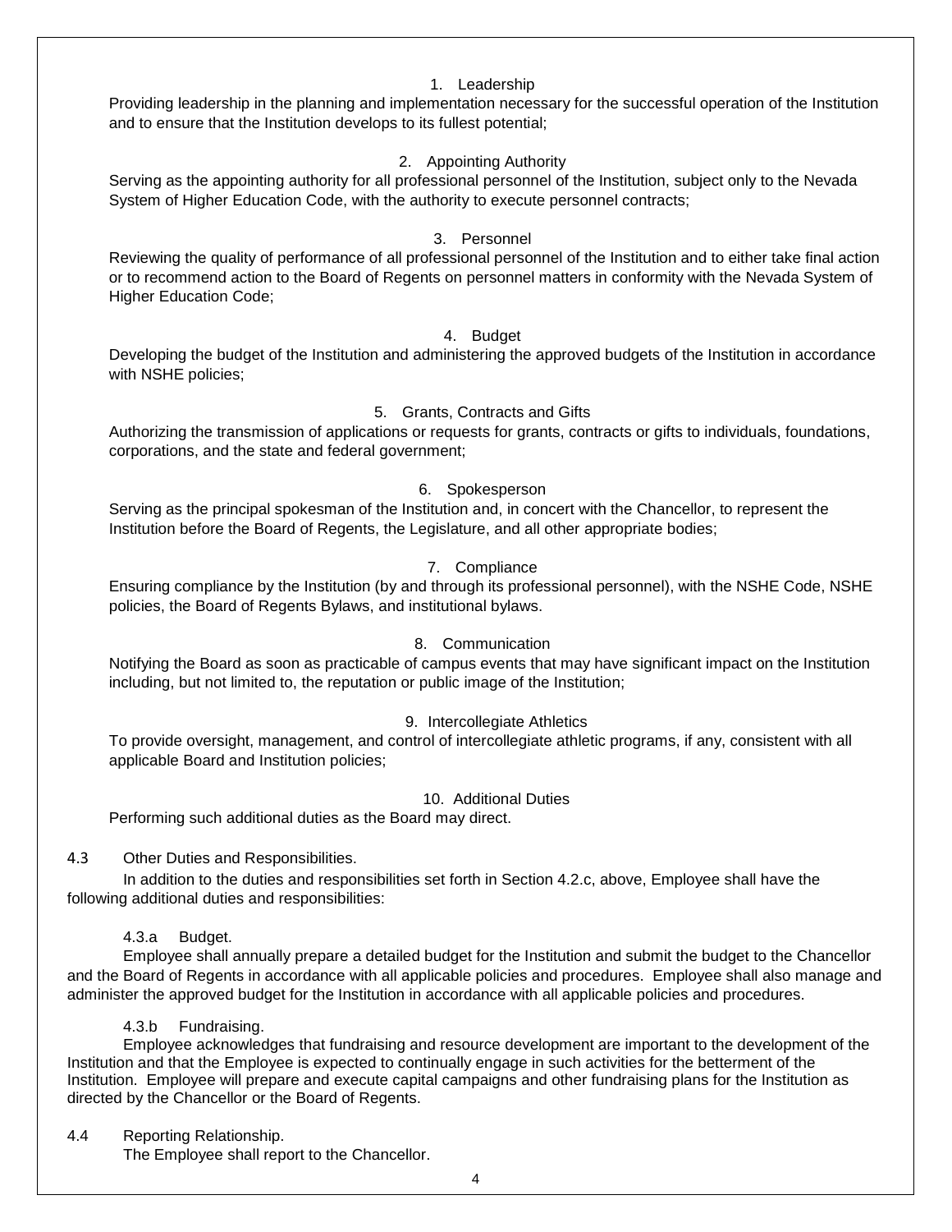1. Leadership

Providing leadership in the planning and implementation necessary for the successful operation of the Institution and to ensure that the Institution develops to its fullest potential;

2. Appointing Authority

Serving as the appointing authority for all professional personnel of the Institution, subject only to the Nevada System of Higher Education Code, with the authority to execute personnel contracts;

3. Personnel

Reviewing the quality of performance of all professional personnel of the Institution and to either take final action or to recommend action to the Board of Regents on personnel matters in conformity with the Nevada System of Higher Education Code;

4. Budget

Developing the budget of the Institution and administering the approved budgets of the Institution in accordance with NSHE policies;

5. Grants, Contracts and Gifts

Authorizing the transmission of applications or requests for grants, contracts or gifts to individuals, foundations, corporations, and the state and federal government;

6. Spokesperson

Serving as the principal spokesman of the Institution and, in concert with the Chancellor, to represent the Institution before the Board of Regents, the Legislature, and all other appropriate bodies;

7. Compliance

Ensuring compliance by the Institution (by and through its professional personnel), with the NSHE Code, NSHE policies, the Board of Regents Bylaws, and institutional bylaws.

8. Communication

Notifying the Board as soon as practicable of campus events that may have significant impact on the Institution including, but not limited to, the reputation or public image of the Institution;

9. Intercollegiate Athletics

To provide oversight, management, and control of intercollegiate athletic programs, if any, consistent with all applicable Board and Institution policies;

10. Additional Duties

Performing such additional duties as the Board may direct.

4.3 Other Duties and Responsibilities.

In addition to the duties and responsibilities set forth in Section 4.2.c, above, Employee shall have the following additional duties and responsibilities:

4.3.a Budget.

Employee shall annually prepare a detailed budget for the Institution and submit the budget to the Chancellor and the Board of Regents in accordance with all applicable policies and procedures. Employee shall also manage and administer the approved budget for the Institution in accordance with all applicable policies and procedures.

4.3.b Fundraising.

Employee acknowledges that fundraising and resource development are important to the development of the Institution and that the Employee is expected to continually engage in such activities for the betterment of the Institution. Employee will prepare and execute capital campaigns and other fundraising plans for the Institution as directed by the Chancellor or the Board of Regents.

4.4 Reporting Relationship.

The Employee shall report to the Chancellor.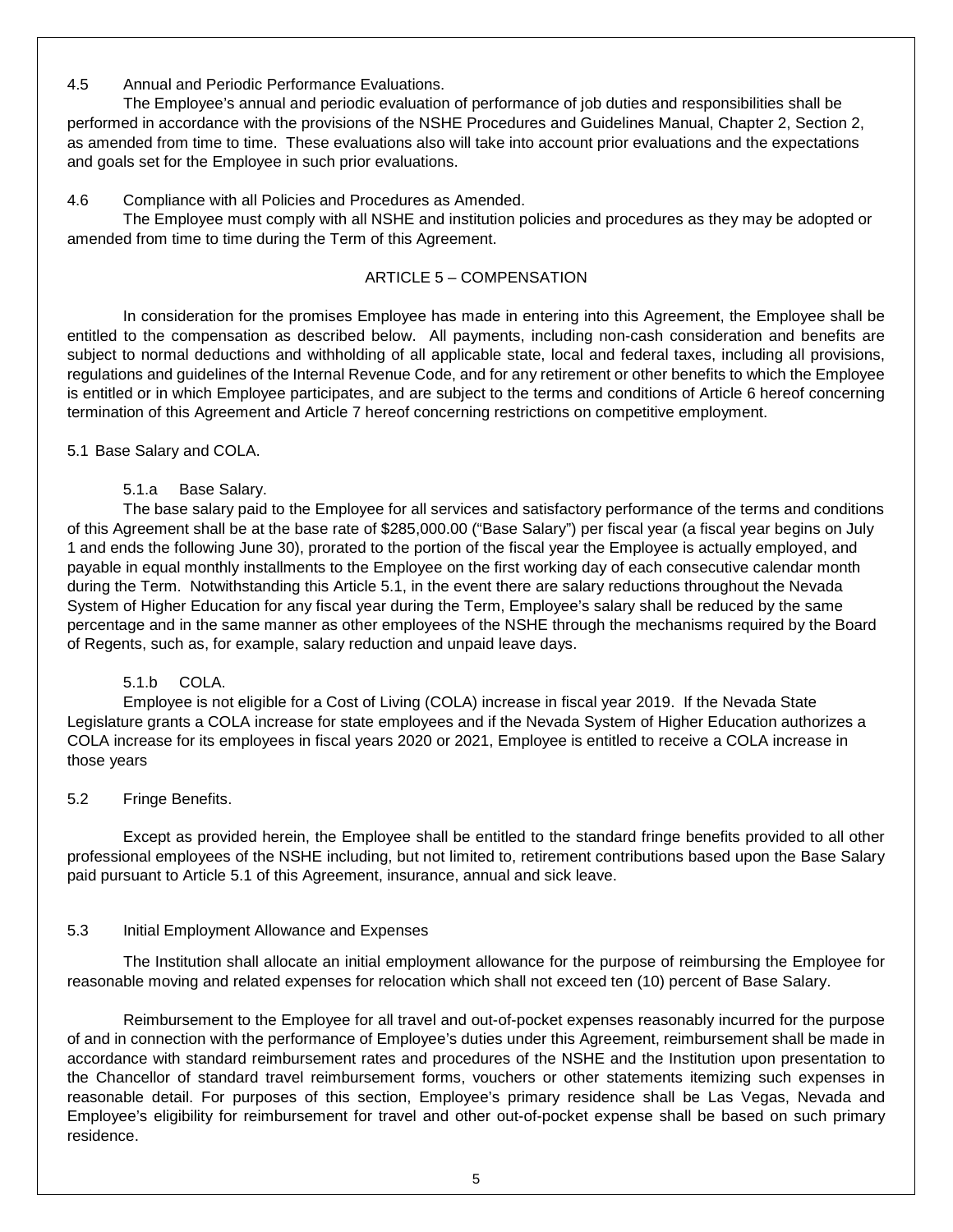4.5 Annual and Periodic Performance Evaluations.

The Employee's annual and periodic evaluation of performance of job duties and responsibilities shall be performed in accordance with the provisions of the NSHE Procedures and Guidelines Manual, Chapter 2, Section 2, as amended from time to time. These evaluations also will take into account prior evaluations and the expectations and goals set for the Employee in such prior evaluations.

4.6 Compliance with all Policies and Procedures as Amended.

The Employee must comply with all NSHE and institution policies and procedures as they may be adopted or amended from time to time during the Term of this Agreement.

## ARTICLE 5 – COMPENSATION

In consideration for the promises Employee has made in entering into this Agreement, the Employee shall be entitled to the compensation as described below. All payments, including non-cash consideration and benefits are subject to normal deductions and withholding of all applicable state, local and federal taxes, including all provisions, regulations and guidelines of the Internal Revenue Code, and for any retirement or other benefits to which the Employee is entitled or in which Employee participates, and are subject to the terms and conditions of Article 6 hereof concerning termination of this Agreement and Article 7 hereof concerning restrictions on competitive employment.

5.1 Base Salary and COLA.

5.1.a Base Salary.

The base salary paid to the Employee for all services and satisfactory performance of the terms and conditions of this Agreement shall be at the base rate of $285,000.00 ("Base Salary") per fiscal year (a fiscal year begins on July 1 and ends the following June 30), prorated to the portion of the fiscal year the Employee is actually employed, and payable in equal monthly installments to the Employee on the first working day of each consecutive calendar month during the Term. Notwithstanding this Article 5.1, in the event there are salary reductions throughout the Nevada System of Higher Education for any fiscal year during the Term, Employee's salary shall be reduced by the same percentage and in the same manner as other employees of the NSHE through the mechanisms required by the Board of Regents, such as, for example, salary reduction and unpaid leave days.

5.1.b COLA.

Employee is not eligible for a Cost of Living (COLA) increase in fiscal year 2019. If the Nevada State Legislature grants a COLA increase for state employees and if the Nevada System of Higher Education authorizes a COLA increase for its employees in fiscal years 2020 or 2021, Employee is entitled to receive a COLA increase in those years

5.2 Fringe Benefits.

Except as provided herein, the Employee shall be entitled to the standard fringe benefits provided to all other professional employees of the NSHE including, but not limited to, retirement contributions based upon the Base Salary paid pursuant to Article 5.1 of this Agreement, insurance, annual and sick leave.

5.3 Initial Employment Allowance and Expenses

The Institution shall allocate an initial employment allowance for the purpose of reimbursing the Employee for reasonable moving and related expenses for relocation which shall not exceed ten (10) percent of Base Salary.

Reimbursement to the Employee for all travel and out-of-pocket expenses reasonably incurred for the purpose of and in connection with the performance of Employee's duties under this Agreement, reimbursement shall be made in accordance with standard reimbursement rates and procedures of the NSHE and the Institution upon presentation to the Chancellor of standard travel reimbursement forms, vouchers or other statements itemizing such expenses in reasonable detail. For purposes of this section, Employee's primary residence shall be Las Vegas, Nevada and Employee's eligibility for reimbursement for travel and other out-of-pocket expense shall be based on such primary residence.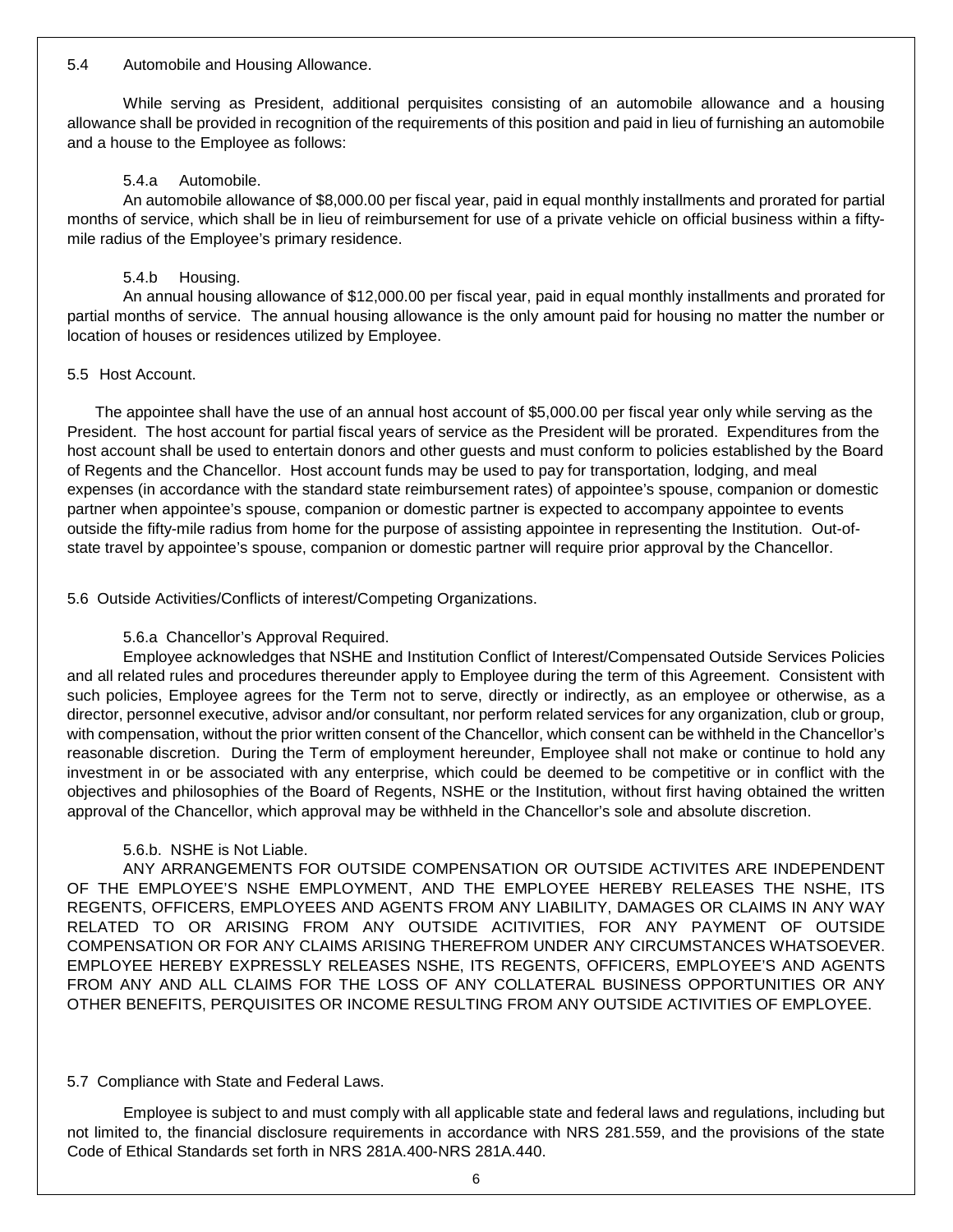5.4 Automobile and Housing Allowance.

While serving as President, additional perquisites consisting of an automobile allowance and a housing allowance shall be provided in recognition of the requirements of this position and paid in lieu of furnishing an automobile and a house to the Employee as follows:

5.4.a Automobile.

An automobile allowance of $8,000.00 per fiscal year, paid in equal monthly installments and prorated for partial months of service, which shall be in lieu of reimbursement for use of a private vehicle on official business within a fifty-mile radius of the Employee's primary residence.

5.4.b Housing.

An annual housing allowance of $12,000.00 per fiscal year, paid in equal monthly installments and prorated for partial months of service. The annual housing allowance is the only amount paid for housing no matter the number or location of houses or residences utilized by Employee.

5.5 Host Account.

The appointee shall have the use of an annual host account of $5,000.00 per fiscal year only while serving as the President. The host account for partial fiscal years of service as the President will be prorated. Expenditures from the host account shall be used to entertain donors and other guests and must conform to policies established by the Board of Regents and the Chancellor. Host account funds may be used to pay for transportation, lodging, and meal expenses (in accordance with the standard state reimbursement rates) of appointee's spouse, companion or domestic partner when appointee's spouse, companion or domestic partner is expected to accompany appointee to events outside the fifty-mile radius from home for the purpose of assisting appointee in representing the Institution. Out-of-state travel by appointee's spouse, companion or domestic partner will require prior approval by the Chancellor.

5.6 Outside Activities/Conflicts of interest/Competing Organizations.

5.6.a Chancellor's Approval Required.

Employee acknowledges that NSHE and Institution Conflict of Interest/Compensated Outside Services Policies and all related rules and procedures thereunder apply to Employee during the term of this Agreement. Consistent with such policies, Employee agrees for the Term not to serve, directly or indirectly, as an employee or otherwise, as a director, personnel executive, advisor and/or consultant, nor perform related services for any organization, club or group, with compensation, without the prior written consent of the Chancellor, which consent can be withheld in the Chancellor's reasonable discretion. During the Term of employment hereunder, Employee shall not make or continue to hold any investment in or be associated with any enterprise, which could be deemed to be competitive or in conflict with the objectives and philosophies of the Board of Regents, NSHE or the Institution, without first having obtained the written approval of the Chancellor, which approval may be withheld in the Chancellor's sole and absolute discretion.

5.6.b. NSHE is Not Liable.

ANY ARRANGEMENTS FOR OUTSIDE COMPENSATION OR OUTSIDE ACTIVITES ARE INDEPENDENT OF THE EMPLOYEE'S NSHE EMPLOYMENT, AND THE EMPLOYEE HEREBY RELEASES THE NSHE, ITS REGENTS, OFFICERS, EMPLOYEES AND AGENTS FROM ANY LIABILITY, DAMAGES OR CLAIMS IN ANY WAY RELATED TO OR ARISING FROM ANY OUTSIDE ACITIVITIES, FOR ANY PAYMENT OF OUTSIDE COMPENSATION OR FOR ANY CLAIMS ARISING THEREFROM UNDER ANY CIRCUMSTANCES WHATSOEVER. EMPLOYEE HEREBY EXPRESSLY RELEASES NSHE, ITS REGENTS, OFFICERS, EMPLOYEE'S AND AGENTS FROM ANY AND ALL CLAIMS FOR THE LOSS OF ANY COLLATERAL BUSINESS OPPORTUNITIES OR ANY OTHER BENEFITS, PERQUISITES OR INCOME RESULTING FROM ANY OUTSIDE ACTIVITIES OF EMPLOYEE.

5.7 Compliance with State and Federal Laws.

Employee is subject to and must comply with all applicable state and federal laws and regulations, including but not limited to, the financial disclosure requirements in accordance with NRS 281.559, and the provisions of the state Code of Ethical Standards set forth in NRS 281A.400-NRS 281A.440.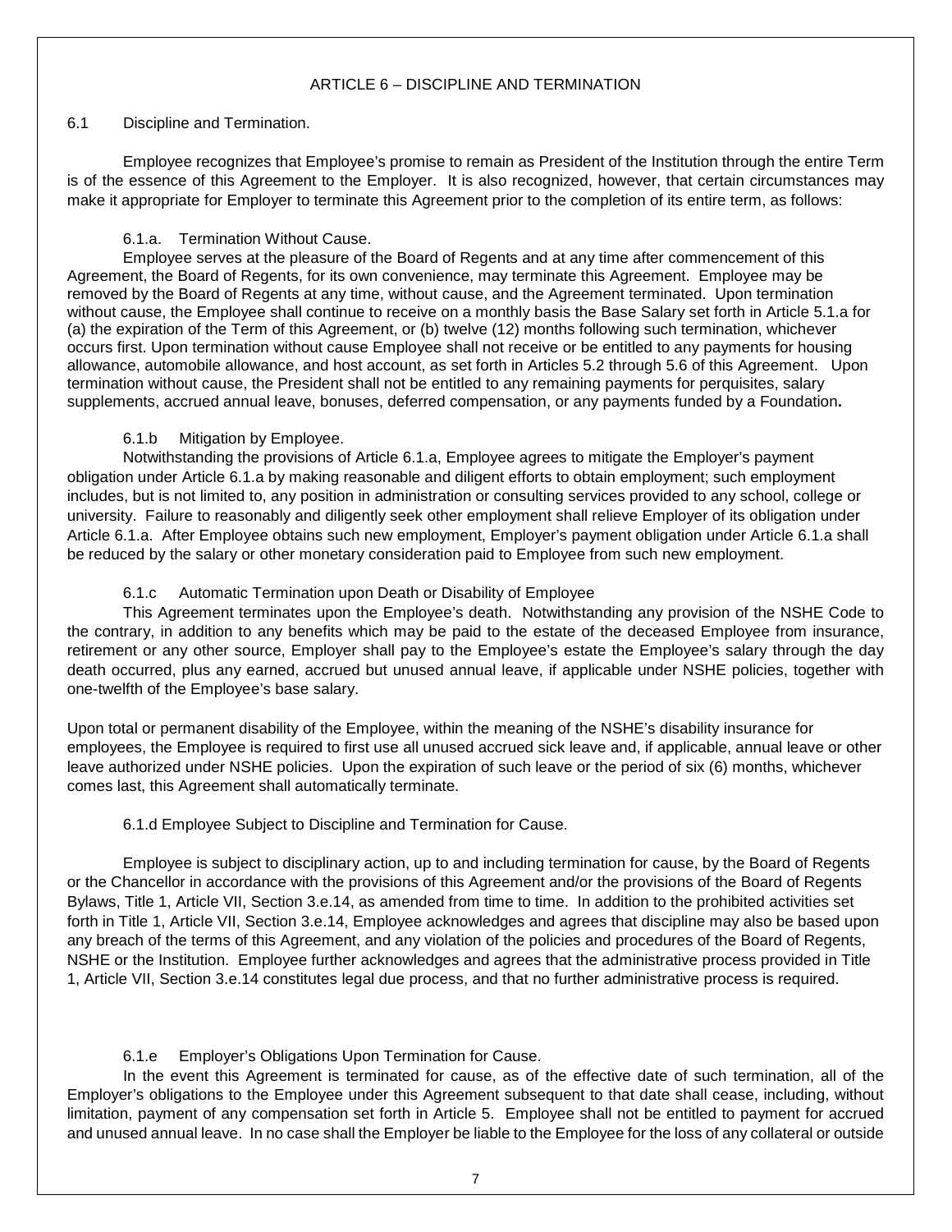## ARTICLE 6 – DISCIPLINE AND TERMINATION

### 6.1 Discipline and Termination.

Employee recognizes that Employee's promise to remain as President of the Institution through the entire Term is of the essence of this Agreement to the Employer. It is also recognized, however, that certain circumstances may make it appropriate for Employer to terminate this Agreement prior to the completion of its entire term, as follows:

#### 6.1.a. Termination Without Cause.

Employee serves at the pleasure of the Board of Regents and at any time after commencement of this Agreement, the Board of Regents, for its own convenience, may terminate this Agreement. Employee may be removed by the Board of Regents at any time, without cause, and the Agreement terminated. Upon termination without cause, the Employee shall continue to receive on a monthly basis the Base Salary set forth in Article 5.1.a for (a) the expiration of the Term of this Agreement, or (b) twelve (12) months following such termination, whichever occurs first. Upon termination without cause Employee shall not receive or be entitled to any payments for housing allowance, automobile allowance, and host account, as set forth in Articles 5.2 through 5.6 of this Agreement. Upon termination without cause, the President shall not be entitled to any remaining payments for perquisites, salary supplements, accrued annual leave, bonuses, deferred compensation, or any payments funded by a Foundation**.**

#### 6.1.b Mitigation by Employee.

Notwithstanding the provisions of Article 6.1.a, Employee agrees to mitigate the Employer's payment obligation under Article 6.1.a by making reasonable and diligent efforts to obtain employment; such employment includes, but is not limited to, any position in administration or consulting services provided to any school, college or university. Failure to reasonably and diligently seek other employment shall relieve Employer of its obligation under Article 6.1.a. After Employee obtains such new employment, Employer's payment obligation under Article 6.1.a shall be reduced by the salary or other monetary consideration paid to Employee from such new employment.

#### 6.1.c Automatic Termination upon Death or Disability of Employee

This Agreement terminates upon the Employee's death. Notwithstanding any provision of the NSHE Code to the contrary, in addition to any benefits which may be paid to the estate of the deceased Employee from insurance, retirement or any other source, Employer shall pay to the Employee's estate the Employee's salary through the day death occurred, plus any earned, accrued but unused annual leave, if applicable under NSHE policies, together with one-twelfth of the Employee's base salary.

Upon total or permanent disability of the Employee, within the meaning of the NSHE's disability insurance for employees, the Employee is required to first use all unused accrued sick leave and, if applicable, annual leave or other leave authorized under NSHE policies. Upon the expiration of such leave or the period of six (6) months, whichever comes last, this Agreement shall automatically terminate.

#### 6.1.d Employee Subject to Discipline and Termination for Cause.

Employee is subject to disciplinary action, up to and including termination for cause, by the Board of Regents or the Chancellor in accordance with the provisions of this Agreement and/or the provisions of the Board of Regents Bylaws, Title 1, Article VII, Section 3.e.14, as amended from time to time. In addition to the prohibited activities set forth in Title 1, Article VII, Section 3.e.14, Employee acknowledges and agrees that discipline may also be based upon any breach of the terms of this Agreement, and any violation of the policies and procedures of the Board of Regents, NSHE or the Institution. Employee further acknowledges and agrees that the administrative process provided in Title 1, Article VII, Section 3.e.14 constitutes legal due process, and that no further administrative process is required.

#### 6.1.e Employer's Obligations Upon Termination for Cause.

In the event this Agreement is terminated for cause, as of the effective date of such termination, all of the Employer's obligations to the Employee under this Agreement subsequent to that date shall cease, including, without limitation, payment of any compensation set forth in Article 5. Employee shall not be entitled to payment for accrued and unused annual leave. In no case shall the Employer be liable to the Employee for the loss of any collateral or outside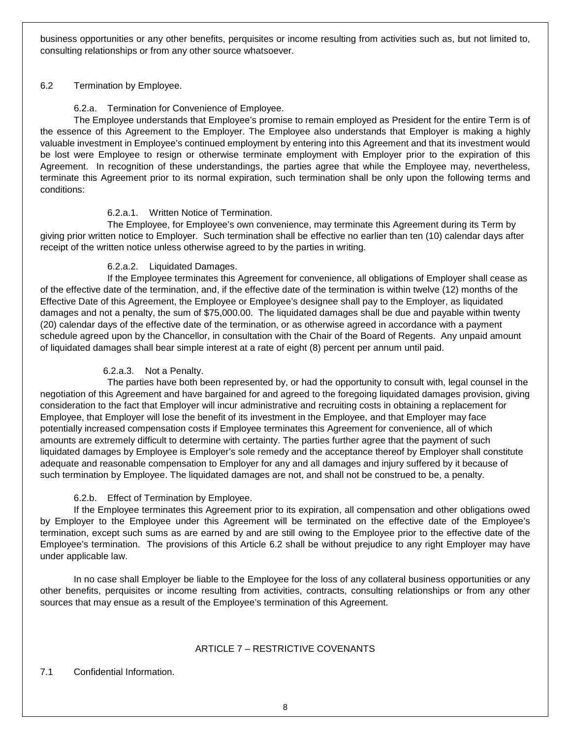business opportunities or any other benefits, perquisites or income resulting from activities such as, but not limited to, consulting relationships or from any other source whatsoever.

6.2 Termination by Employee.

6.2.a. Termination for Convenience of Employee.

The Employee understands that Employee's promise to remain employed as President for the entire Term is of the essence of this Agreement to the Employer. The Employee also understands that Employer is making a highly valuable investment in Employee's continued employment by entering into this Agreement and that its investment would be lost were Employee to resign or otherwise terminate employment with Employer prior to the expiration of this Agreement. In recognition of these understandings, the parties agree that while the Employee may, nevertheless, terminate this Agreement prior to its normal expiration, such termination shall be only upon the following terms and conditions:

6.2.a.1. Written Notice of Termination.

The Employee, for Employee's own convenience, may terminate this Agreement during its Term by giving prior written notice to Employer. Such termination shall be effective no earlier than ten (10) calendar days after receipt of the written notice unless otherwise agreed to by the parties in writing.

6.2.a.2. Liquidated Damages.

If the Employee terminates this Agreement for convenience, all obligations of Employer shall cease as of the effective date of the termination, and, if the effective date of the termination is within twelve (12) months of the Effective Date of this Agreement, the Employee or Employee's designee shall pay to the Employer, as liquidated damages and not a penalty, the sum of $75,000.00. The liquidated damages shall be due and payable within twenty (20) calendar days of the effective date of the termination, or as otherwise agreed in accordance with a payment schedule agreed upon by the Chancellor, in consultation with the Chair of the Board of Regents. Any unpaid amount of liquidated damages shall bear simple interest at a rate of eight (8) percent per annum until paid.

6.2.a.3. Not a Penalty.

The parties have both been represented by, or had the opportunity to consult with, legal counsel in the negotiation of this Agreement and have bargained for and agreed to the foregoing liquidated damages provision, giving consideration to the fact that Employer will incur administrative and recruiting costs in obtaining a replacement for Employee, that Employer will lose the benefit of its investment in the Employee, and that Employer may face potentially increased compensation costs if Employee terminates this Agreement for convenience, all of which amounts are extremely difficult to determine with certainty. The parties further agree that the payment of such liquidated damages by Employee is Employer's sole remedy and the acceptance thereof by Employer shall constitute adequate and reasonable compensation to Employer for any and all damages and injury suffered by it because of such termination by Employee. The liquidated damages are not, and shall not be construed to be, a penalty.

6.2.b. Effect of Termination by Employee.

If the Employee terminates this Agreement prior to its expiration, all compensation and other obligations owed by Employer to the Employee under this Agreement will be terminated on the effective date of the Employee's termination, except such sums as are earned by and are still owing to the Employee prior to the effective date of the Employee's termination. The provisions of this Article 6.2 shall be without prejudice to any right Employer may have under applicable law.

In no case shall Employer be liable to the Employee for the loss of any collateral business opportunities or any other benefits, perquisites or income resulting from activities, contracts, consulting relationships or from any other sources that may ensue as a result of the Employee's termination of this Agreement.

## ARTICLE 7 – RESTRICTIVE COVENANTS

7.1 Confidential Information.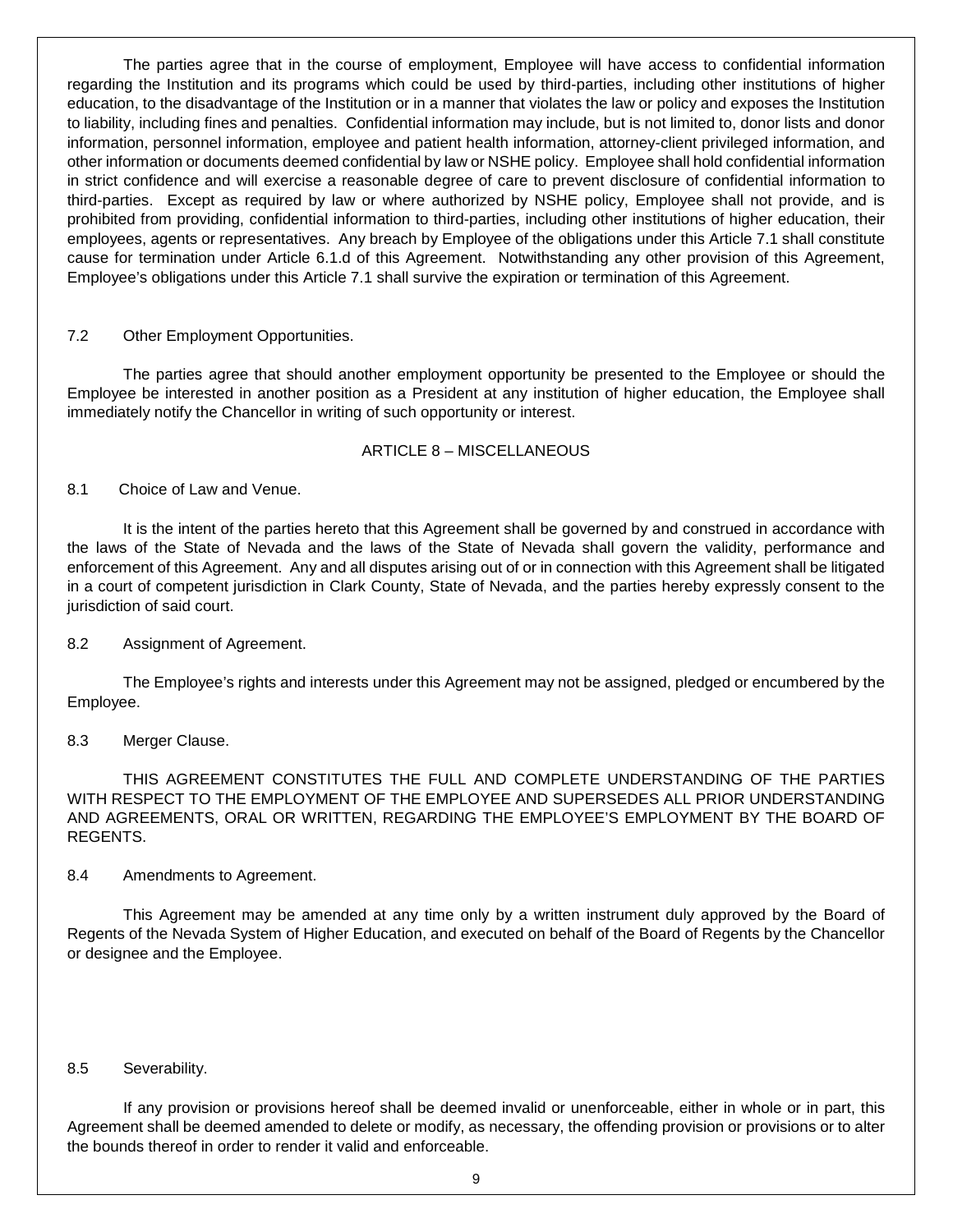The parties agree that in the course of employment, Employee will have access to confidential information regarding the Institution and its programs which could be used by third-parties, including other institutions of higher education, to the disadvantage of the Institution or in a manner that violates the law or policy and exposes the Institution to liability, including fines and penalties. Confidential information may include, but is not limited to, donor lists and donor information, personnel information, employee and patient health information, attorney-client privileged information, and other information or documents deemed confidential by law or NSHE policy. Employee shall hold confidential information in strict confidence and will exercise a reasonable degree of care to prevent disclosure of confidential information to third-parties. Except as required by law or where authorized by NSHE policy, Employee shall not provide, and is prohibited from providing, confidential information to third-parties, including other institutions of higher education, their employees, agents or representatives. Any breach by Employee of the obligations under this Article 7.1 shall constitute cause for termination under Article 6.1.d of this Agreement. Notwithstanding any other provision of this Agreement, Employee's obligations under this Article 7.1 shall survive the expiration or termination of this Agreement.

7.2 Other Employment Opportunities.

The parties agree that should another employment opportunity be presented to the Employee or should the Employee be interested in another position as a President at any institution of higher education, the Employee shall immediately notify the Chancellor in writing of such opportunity or interest.

## ARTICLE 8 – MISCELLANEOUS

8.1 Choice of Law and Venue.

It is the intent of the parties hereto that this Agreement shall be governed by and construed in accordance with the laws of the State of Nevada and the laws of the State of Nevada shall govern the validity, performance and enforcement of this Agreement. Any and all disputes arising out of or in connection with this Agreement shall be litigated in a court of competent jurisdiction in Clark County, State of Nevada, and the parties hereby expressly consent to the jurisdiction of said court.

8.2 Assignment of Agreement.

The Employee's rights and interests under this Agreement may not be assigned, pledged or encumbered by the Employee.

8.3 Merger Clause.

THIS AGREEMENT CONSTITUTES THE FULL AND COMPLETE UNDERSTANDING OF THE PARTIES WITH RESPECT TO THE EMPLOYMENT OF THE EMPLOYEE AND SUPERSEDES ALL PRIOR UNDERSTANDING AND AGREEMENTS, ORAL OR WRITTEN, REGARDING THE EMPLOYEE'S EMPLOYMENT BY THE BOARD OF REGENTS.

8.4 Amendments to Agreement.

This Agreement may be amended at any time only by a written instrument duly approved by the Board of Regents of the Nevada System of Higher Education, and executed on behalf of the Board of Regents by the Chancellor or designee and the Employee.

8.5 Severability.

If any provision or provisions hereof shall be deemed invalid or unenforceable, either in whole or in part, this Agreement shall be deemed amended to delete or modify, as necessary, the offending provision or provisions or to alter the bounds thereof in order to render it valid and enforceable.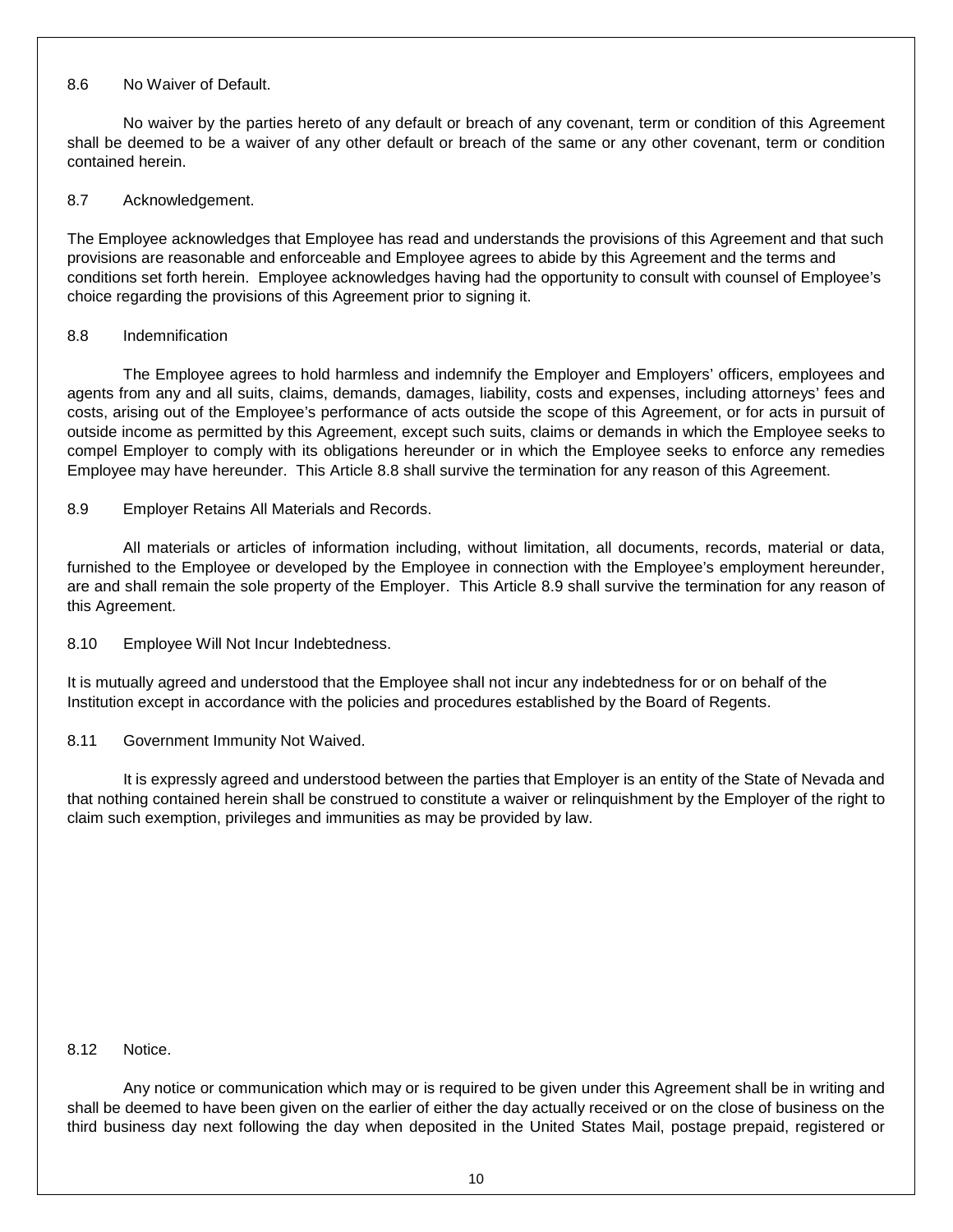8.6 No Waiver of Default.

No waiver by the parties hereto of any default or breach of any covenant, term or condition of this Agreement shall be deemed to be a waiver of any other default or breach of the same or any other covenant, term or condition contained herein.

8.7 Acknowledgement.

The Employee acknowledges that Employee has read and understands the provisions of this Agreement and that such provisions are reasonable and enforceable and Employee agrees to abide by this Agreement and the terms and conditions set forth herein. Employee acknowledges having had the opportunity to consult with counsel of Employee's choice regarding the provisions of this Agreement prior to signing it.

8.8 Indemnification

The Employee agrees to hold harmless and indemnify the Employer and Employers' officers, employees and agents from any and all suits, claims, demands, damages, liability, costs and expenses, including attorneys' fees and costs, arising out of the Employee's performance of acts outside the scope of this Agreement, or for acts in pursuit of outside income as permitted by this Agreement, except such suits, claims or demands in which the Employee seeks to compel Employer to comply with its obligations hereunder or in which the Employee seeks to enforce any remedies Employee may have hereunder. This Article 8.8 shall survive the termination for any reason of this Agreement.

8.9 Employer Retains All Materials and Records.

All materials or articles of information including, without limitation, all documents, records, material or data, furnished to the Employee or developed by the Employee in connection with the Employee's employment hereunder, are and shall remain the sole property of the Employer. This Article 8.9 shall survive the termination for any reason of this Agreement.

8.10 Employee Will Not Incur Indebtedness.

It is mutually agreed and understood that the Employee shall not incur any indebtedness for or on behalf of the Institution except in accordance with the policies and procedures established by the Board of Regents.

8.11 Government Immunity Not Waived.

It is expressly agreed and understood between the parties that Employer is an entity of the State of Nevada and that nothing contained herein shall be construed to constitute a waiver or relinquishment by the Employer of the right to claim such exemption, privileges and immunities as may be provided by law.

8.12 Notice.

Any notice or communication which may or is required to be given under this Agreement shall be in writing and shall be deemed to have been given on the earlier of either the day actually received or on the close of business on the third business day next following the day when deposited in the United States Mail, postage prepaid, registered or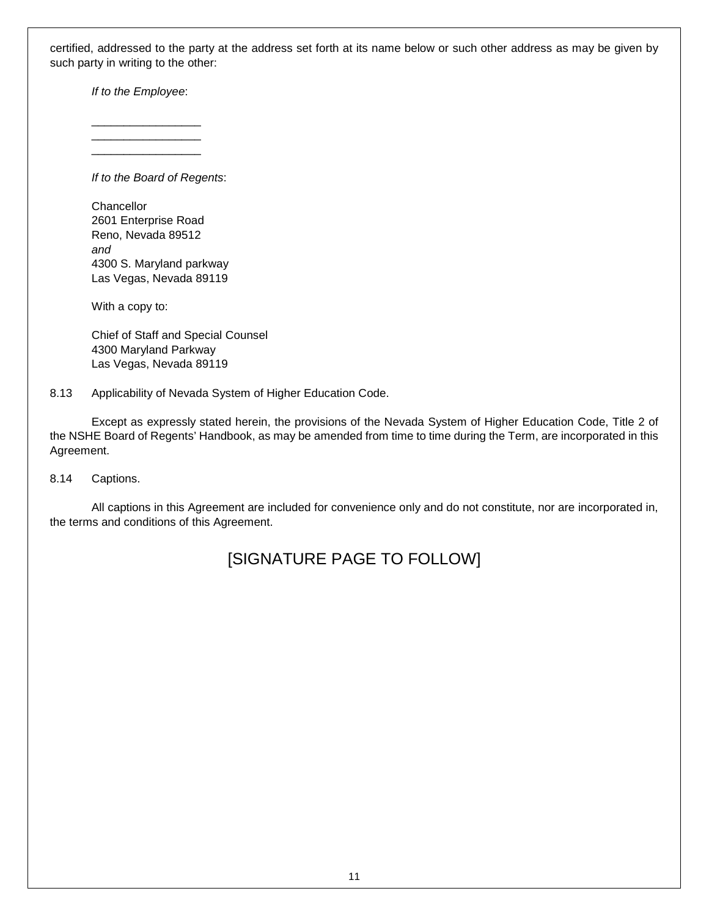certified, addressed to the party at the address set forth at its name below or such other address as may be given by such party in writing to the other:

*If to the Employee*:

\_\_\_\_\_\_\_\_\_\_\_\_\_\_\_\_\_
\_\_\_\_\_\_\_\_\_\_\_\_\_\_\_\_\_
\_\_\_\_\_\_\_\_\_\_\_\_\_\_\_\_\_

*If to the Board of Regents*:

Chancellor
2601 Enterprise Road
Reno, Nevada 89512
*and*
4300 S. Maryland parkway
Las Vegas, Nevada 89119

With a copy to:

Chief of Staff and Special Counsel
4300 Maryland Parkway
Las Vegas, Nevada 89119

8.13 Applicability of Nevada System of Higher Education Code.

Except as expressly stated herein, the provisions of the Nevada System of Higher Education Code, Title 2 of the NSHE Board of Regents' Handbook, as may be amended from time to time during the Term, are incorporated in this Agreement.

8.14 Captions.

All captions in this Agreement are included for convenience only and do not constitute, nor are incorporated in, the terms and conditions of this Agreement.

[SIGNATURE PAGE TO FOLLOW]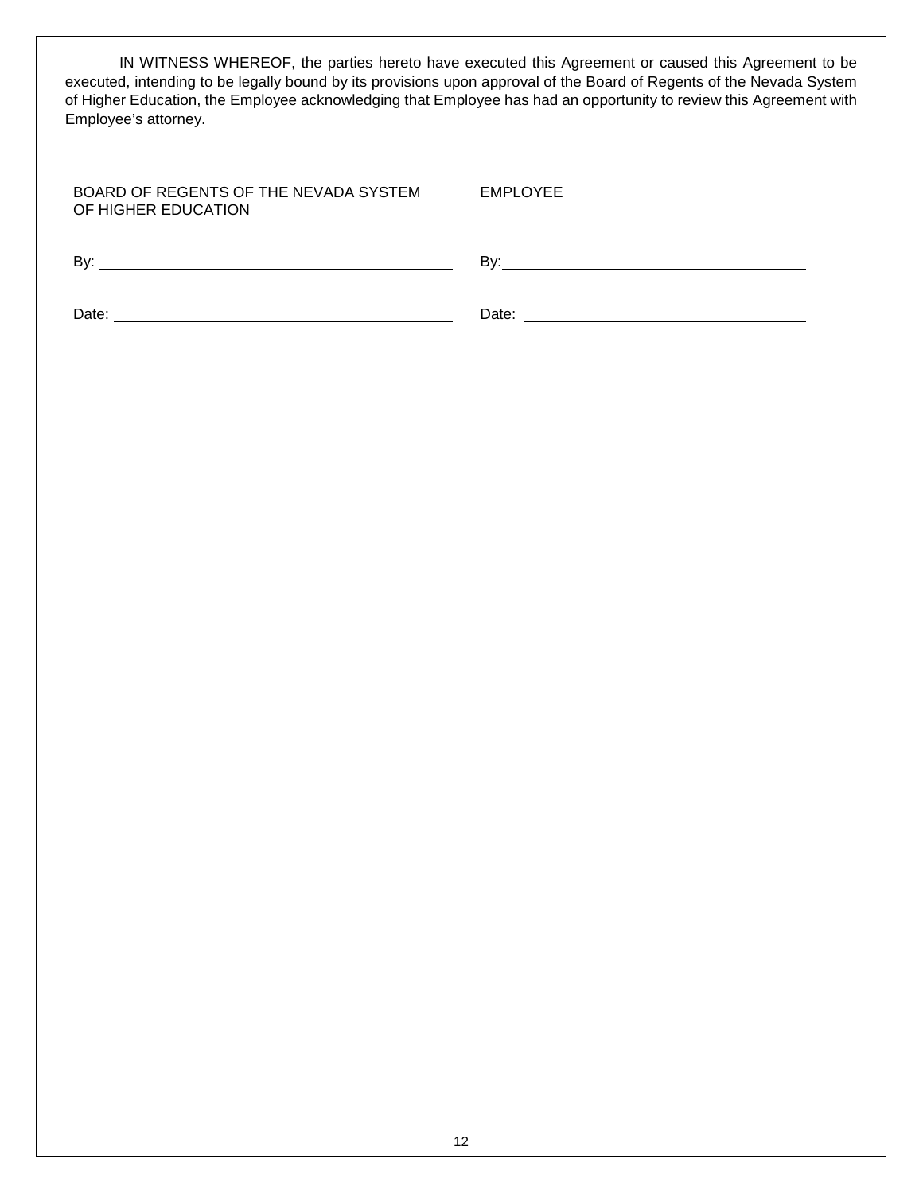IN WITNESS WHEREOF, the parties hereto have executed this Agreement or caused this Agreement to be executed, intending to be legally bound by its provisions upon approval of the Board of Regents of the Nevada System of Higher Education, the Employee acknowledging that Employee has had an opportunity to review this Agreement with Employee's attorney.

| BOARD OF REGENTS OF THE NEVADA SYSTEM OF HIGHER EDUCATION | EMPLOYEE |
|---|---|
| By: ______________________________ | By: ______________________________ |
| Date: ______________________________ | Date: ______________________________ |